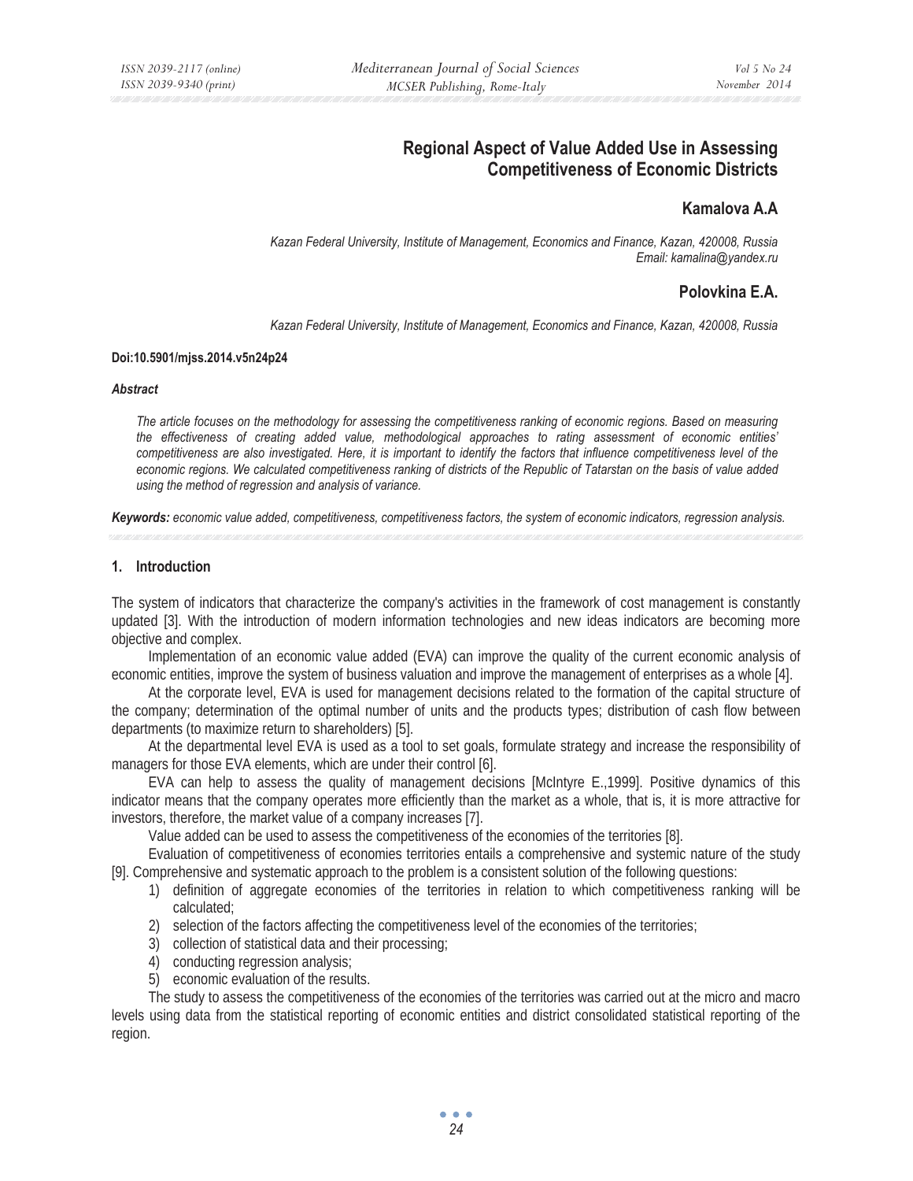# Regional Aspect of Value Added Use in Assessing Competitiveness of Economic Districts

## Kamalova A.A

*Kazan Federal University, Institute of Management, Economics and Finance, Kazan, 420008, Russia*
*Email: kamalina@yandex.ru*

## Polovkina E.A.

*Kazan Federal University, Institute of Management, Economics and Finance, Kazan, 420008, Russia*

**Doi:10.5901/mjss.2014.v5n24p24**

***Abstract***

*The article focuses on the methodology for assessing the competitiveness ranking of economic regions. Based on measuring the effectiveness of creating added value, methodological approaches to rating assessment of economic entities' competitiveness are also investigated. Here, it is important to identify the factors that influence competitiveness level of the economic regions. We calculated competitiveness ranking of districts of the Republic of Tatarstan on the basis of value added using the method of regression and analysis of variance.*

***Keywords:*** *economic value added, competitiveness, competitiveness factors, the system of economic indicators, regression analysis.*

## 1. Introduction

The system of indicators that characterize the company's activities in the framework of cost management is constantly updated [3]. With the introduction of modern information technologies and new ideas indicators are becoming more objective and complex.

Implementation of an economic value added (EVA) can improve the quality of the current economic analysis of economic entities, improve the system of business valuation and improve the management of enterprises as a whole [4].

At the corporate level, EVA is used for management decisions related to the formation of the capital structure of the company; determination of the optimal number of units and the products types; distribution of cash flow between departments (to maximize return to shareholders) [5].

At the departmental level EVA is used as a tool to set goals, formulate strategy and increase the responsibility of managers for those EVA elements, which are under their control [6].

EVA can help to assess the quality of management decisions [McIntyre E.,1999]. Positive dynamics of this indicator means that the company operates more efficiently than the market as a whole, that is, it is more attractive for investors, therefore, the market value of a company increases [7].

Value added can be used to assess the competitiveness of the economies of the territories [8].

Evaluation of competitiveness of economies territories entails a comprehensive and systemic nature of the study [9]. Comprehensive and systematic approach to the problem is a consistent solution of the following questions:

1) definition of aggregate economies of the territories in relation to which competitiveness ranking will be calculated;
2) selection of the factors affecting the competitiveness level of the economies of the territories;
3) collection of statistical data and their processing;
4) conducting regression analysis;
5) economic evaluation of the results.

The study to assess the competitiveness of the economies of the territories was carried out at the micro and macro levels using data from the statistical reporting of economic entities and district consolidated statistical reporting of the region.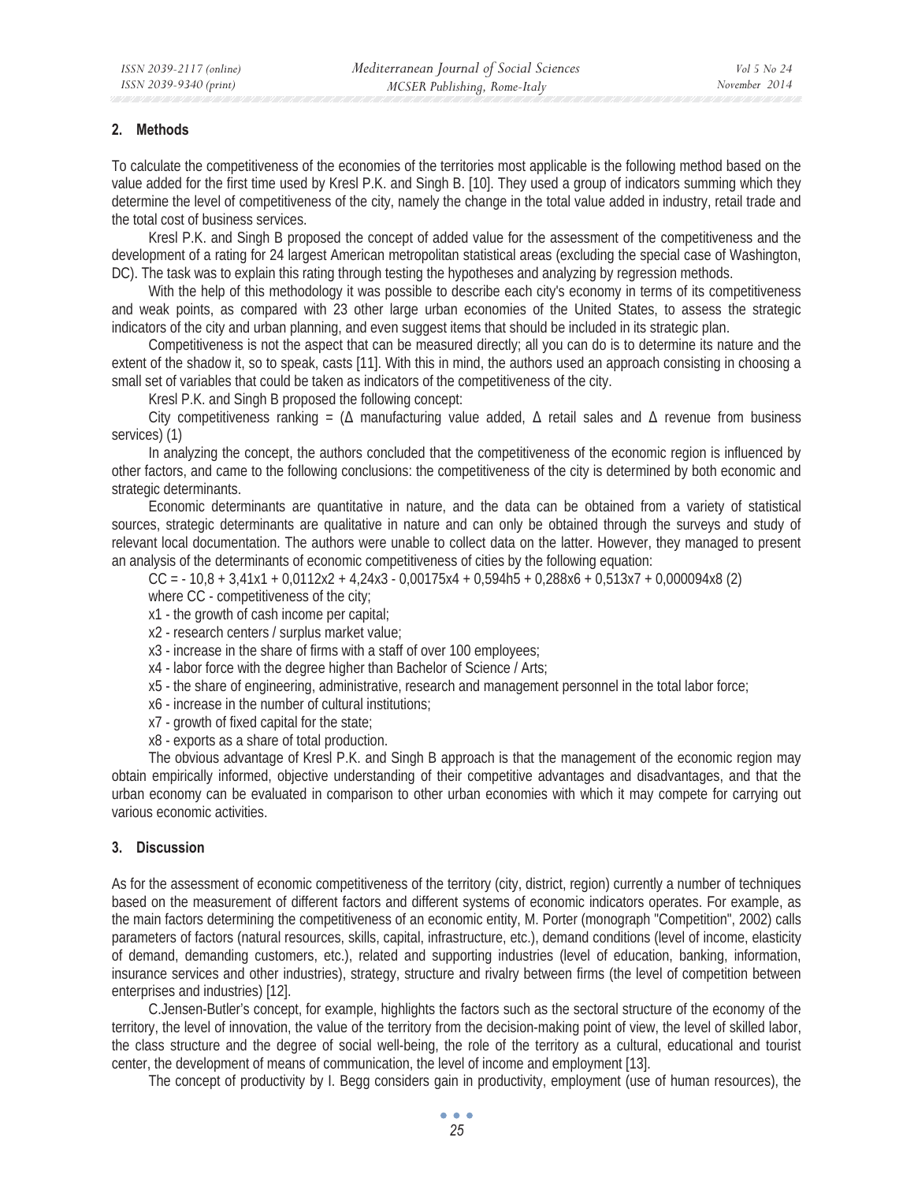## 2. Methods

To calculate the competitiveness of the economies of the territories most applicable is the following method based on the value added for the first time used by Kresl P.K. and Singh B. [10]. They used a group of indicators summing which they determine the level of competitiveness of the city, namely the change in the total value added in industry, retail trade and the total cost of business services.

Kresl P.K. and Singh B proposed the concept of added value for the assessment of the competitiveness and the development of a rating for 24 largest American metropolitan statistical areas (excluding the special case of Washington, DC). The task was to explain this rating through testing the hypotheses and analyzing by regression methods.

With the help of this methodology it was possible to describe each city's economy in terms of its competitiveness and weak points, as compared with 23 other large urban economies of the United States, to assess the strategic indicators of the city and urban planning, and even suggest items that should be included in its strategic plan.

Competitiveness is not the aspect that can be measured directly; all you can do is to determine its nature and the extent of the shadow it, so to speak, casts [11]. With this in mind, the authors used an approach consisting in choosing a small set of variables that could be taken as indicators of the competitiveness of the city.

Kresl P.K. and Singh B proposed the following concept:

City competitiveness ranking = (Δ manufacturing value added, Δ retail sales and Δ revenue from business services) (1)

In analyzing the concept, the authors concluded that the competitiveness of the economic region is influenced by other factors, and came to the following conclusions: the competitiveness of the city is determined by both economic and strategic determinants.

Economic determinants are quantitative in nature, and the data can be obtained from a variety of statistical sources, strategic determinants are qualitative in nature and can only be obtained through the surveys and study of relevant local documentation. The authors were unable to collect data on the latter. However, they managed to present an analysis of the determinants of economic competitiveness of cities by the following equation:

$$CC = -10{,}8 + 3{,}41x_1 + 0{,}0112x_2 + 4{,}24x_3 - 0{,}00175x_4 + 0{,}594h_5 + 0{,}288x_6 + 0{,}513x_7 + 0{,}000094x_8 \quad (2)$$

where CC - competitiveness of the city;

$x_1$ - the growth of cash income per capital;

$x_2$ - research centers / surplus market value;

$x_3$ - increase in the share of firms with a staff of over 100 employees;

$x_4$ - labor force with the degree higher than Bachelor of Science / Arts;

$x_5$ - the share of engineering, administrative, research and management personnel in the total labor force;

$x_6$ - increase in the number of cultural institutions;

$x_7$ - growth of fixed capital for the state;

$x_8$ - exports as a share of total production.

The obvious advantage of Kresl P.K. and Singh B approach is that the management of the economic region may obtain empirically informed, objective understanding of their competitive advantages and disadvantages, and that the urban economy can be evaluated in comparison to other urban economies with which it may compete for carrying out various economic activities.

## 3. Discussion

As for the assessment of economic competitiveness of the territory (city, district, region) currently a number of techniques based on the measurement of different factors and different systems of economic indicators operates. For example, as the main factors determining the competitiveness of an economic entity, M. Porter (monograph "Competition", 2002) calls parameters of factors (natural resources, skills, capital, infrastructure, etc.), demand conditions (level of income, elasticity of demand, demanding customers, etc.), related and supporting industries (level of education, banking, information, insurance services and other industries), strategy, structure and rivalry between firms (the level of competition between enterprises and industries) [12].

C.Jensen-Butler's concept, for example, highlights the factors such as the sectoral structure of the economy of the territory, the level of innovation, the value of the territory from the decision-making point of view, the level of skilled labor, the class structure and the degree of social well-being, the role of the territory as a cultural, educational and tourist center, the development of means of communication, the level of income and employment [13].

The concept of productivity by I. Begg considers gain in productivity, employment (use of human resources), the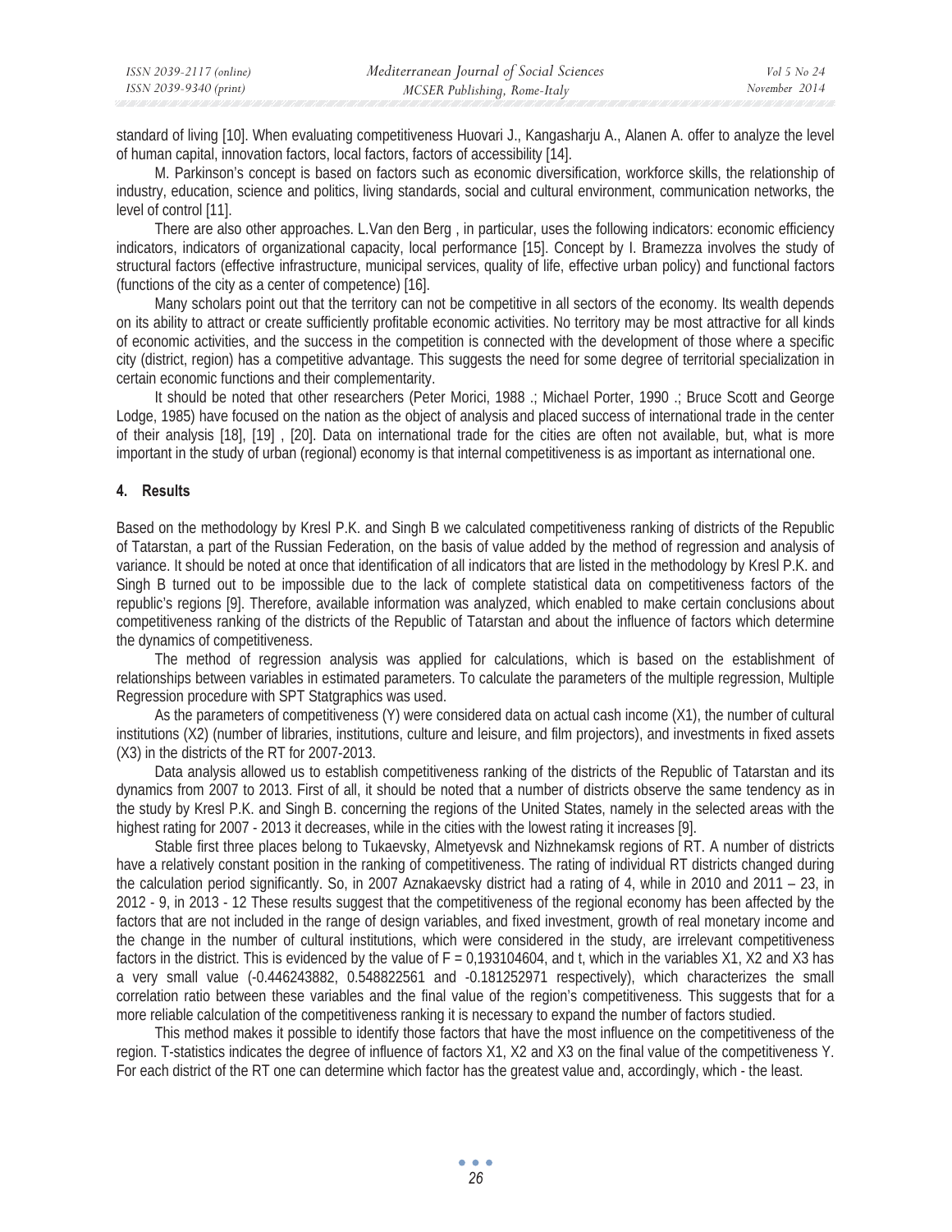standard of living [10]. When evaluating competitiveness Huovari J., Kangasharju A., Alanen A. offer to analyze the level of human capital, innovation factors, local factors, factors of accessibility [14].

M. Parkinson's concept is based on factors such as economic diversification, workforce skills, the relationship of industry, education, science and politics, living standards, social and cultural environment, communication networks, the level of control [11].

There are also other approaches. L.Van den Berg , in particular, uses the following indicators: economic efficiency indicators, indicators of organizational capacity, local performance [15]. Concept by I. Bramezza involves the study of structural factors (effective infrastructure, municipal services, quality of life, effective urban policy) and functional factors (functions of the city as a center of competence) [16].

Many scholars point out that the territory can not be competitive in all sectors of the economy. Its wealth depends on its ability to attract or create sufficiently profitable economic activities. No territory may be most attractive for all kinds of economic activities, and the success in the competition is connected with the development of those where a specific city (district, region) has a competitive advantage. This suggests the need for some degree of territorial specialization in certain economic functions and their complementarity.

It should be noted that other researchers (Peter Morici, 1988 .; Michael Porter, 1990 .; Bruce Scott and George Lodge, 1985) have focused on the nation as the object of analysis and placed success of international trade in the center of their analysis [18], [19] , [20]. Data on international trade for the cities are often not available, but, what is more important in the study of urban (regional) economy is that internal competitiveness is as important as international one.

## 4. Results

Based on the methodology by Kresl P.K. and Singh B we calculated competitiveness ranking of districts of the Republic of Tatarstan, a part of the Russian Federation, on the basis of value added by the method of regression and analysis of variance. It should be noted at once that identification of all indicators that are listed in the methodology by Kresl P.K. and Singh B turned out to be impossible due to the lack of complete statistical data on competitiveness factors of the republic's regions [9]. Therefore, available information was analyzed, which enabled to make certain conclusions about competitiveness ranking of the districts of the Republic of Tatarstan and about the influence of factors which determine the dynamics of competitiveness.

The method of regression analysis was applied for calculations, which is based on the establishment of relationships between variables in estimated parameters. To calculate the parameters of the multiple regression, Multiple Regression procedure with SPT Statgraphics was used.

As the parameters of competitiveness (Y) were considered data on actual cash income (X1), the number of cultural institutions (X2) (number of libraries, institutions, culture and leisure, and film projectors), and investments in fixed assets (X3) in the districts of the RT for 2007-2013.

Data analysis allowed us to establish competitiveness ranking of the districts of the Republic of Tatarstan and its dynamics from 2007 to 2013. First of all, it should be noted that a number of districts observe the same tendency as in the study by Kresl P.K. and Singh B. concerning the regions of the United States, namely in the selected areas with the highest rating for 2007 - 2013 it decreases, while in the cities with the lowest rating it increases [9].

Stable first three places belong to Tukaevsky, Almetyevsk and Nizhnekamsk regions of RT. A number of districts have a relatively constant position in the ranking of competitiveness. The rating of individual RT districts changed during the calculation period significantly. So, in 2007 Aznakaevsky district had a rating of 4, while in 2010 and 2011 – 23, in 2012 - 9, in 2013 - 12 These results suggest that the competitiveness of the regional economy has been affected by the factors that are not included in the range of design variables, and fixed investment, growth of real monetary income and the change in the number of cultural institutions, which were considered in the study, are irrelevant competitiveness factors in the district. This is evidenced by the value of F = 0,193104604, and t, which in the variables X1, X2 and X3 has a very small value (-0.446243882, 0.548822561 and -0.181252971 respectively), which characterizes the small correlation ratio between these variables and the final value of the region's competitiveness. This suggests that for a more reliable calculation of the competitiveness ranking it is necessary to expand the number of factors studied.

This method makes it possible to identify those factors that have the most influence on the competitiveness of the region. T-statistics indicates the degree of influence of factors X1, X2 and X3 on the final value of the competitiveness Y. For each district of the RT one can determine which factor has the greatest value and, accordingly, which - the least.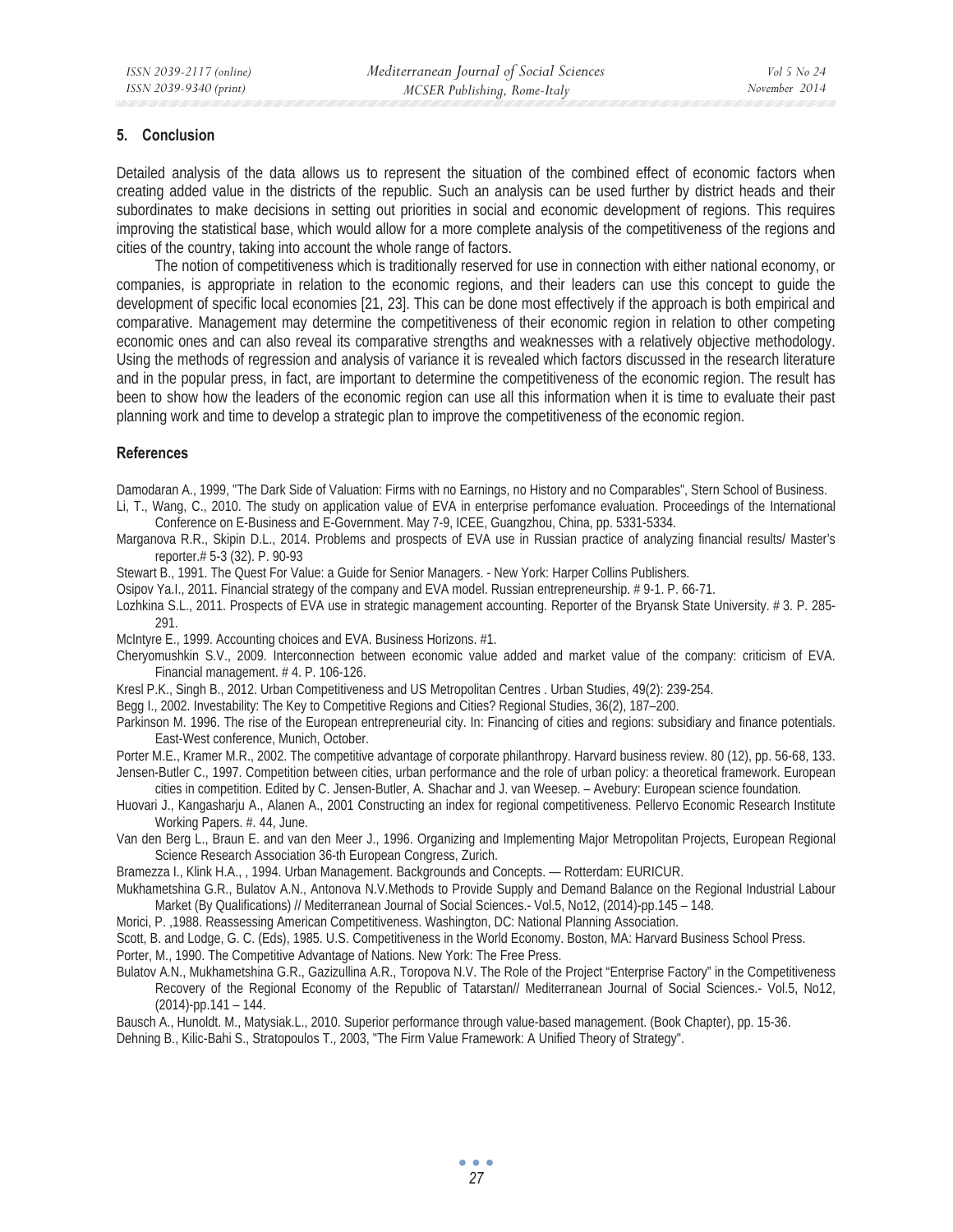## 5. Conclusion

Detailed analysis of the data allows us to represent the situation of the combined effect of economic factors when creating added value in the districts of the republic. Such an analysis can be used further by district heads and their subordinates to make decisions in setting out priorities in social and economic development of regions. This requires improving the statistical base, which would allow for a more complete analysis of the competitiveness of the regions and cities of the country, taking into account the whole range of factors.

The notion of competitiveness which is traditionally reserved for use in connection with either national economy, or companies, is appropriate in relation to the economic regions, and their leaders can use this concept to guide the development of specific local economies [21, 23]. This can be done most effectively if the approach is both empirical and comparative. Management may determine the competitiveness of their economic region in relation to other competing economic ones and can also reveal its comparative strengths and weaknesses with a relatively objective methodology. Using the methods of regression and analysis of variance it is revealed which factors discussed in the research literature and in the popular press, in fact, are important to determine the competitiveness of the economic region. The result has been to show how the leaders of the economic region can use all this information when it is time to evaluate their past planning work and time to develop a strategic plan to improve the competitiveness of the economic region.

## References

Damodaran A., 1999, "The Dark Side of Valuation: Firms with no Earnings, no History and no Comparables", Stern School of Business.

Li, T., Wang, C., 2010. The study on application value of EVA in enterprise perfomance evaluation. Proceedings of the International Conference on E-Business and E-Government. May 7-9, ICEE, Guangzhou, China, pp. 5331-5334.

Marganova R.R., Skipin D.L., 2014. Problems and prospects of EVA use in Russian practice of analyzing financial results/ Master's reporter.# 5-3 (32). P. 90-93

Stewart B., 1991. The Quest For Value: a Guide for Senior Managers. - New York: Harper Collins Publishers.

Osipov Ya.I., 2011. Financial strategy of the company and EVA model. Russian entrepreneurship. # 9-1. P. 66-71.

Lozhkina S.L., 2011. Prospects of EVA use in strategic management accounting. Reporter of the Bryansk State University. # 3. P. 285-291.

McIntyre E., 1999. Accounting choices and EVA. Business Horizons. #1.

Cheryomushkin S.V., 2009. Interconnection between economic value added and market value of the company: criticism of EVA. Financial management. # 4. P. 106-126.

Kresl P.K., Singh B., 2012. Urban Competitiveness and US Metropolitan Centres . Urban Studies, 49(2): 239-254.

Begg I., 2002. Investability: The Key to Competitive Regions and Cities? Regional Studies, 36(2), 187–200.

Parkinson M. 1996. The rise of the European entrepreneurial city. In: Financing of cities and regions: subsidiary and finance potentials. East-West conference, Munich, October.

Porter M.E., Kramer M.R., 2002. The competitive advantage of corporate philanthropy. Harvard business review. 80 (12), pp. 56-68, 133.

Jensen-Butler C., 1997. Competition between cities, urban performance and the role of urban policy: a theoretical framework. European cities in competition. Edited by C. Jensen-Butler, A. Shachar and J. van Weesep. – Avebury: European science foundation.

Huovari J., Kangasharju A., Alanen A., 2001 Constructing an index for regional competitiveness. Pellervo Economic Research Institute Working Papers. #. 44, June.

Van den Berg L., Braun E. and van den Meer J., 1996. Organizing and Implementing Major Metropolitan Projects, European Regional Science Research Association 36-th European Congress, Zurich.

Bramezza I., Klink H.A., , 1994. Urban Management. Backgrounds and Concepts. — Rotterdam: EURICUR.

Mukhametshina G.R., Bulatov A.N., Antonova N.V.Methods to Provide Supply and Demand Balance on the Regional Industrial Labour Market (By Qualifications) // Mediterranean Journal of Social Sciences.- Vol.5, No12, (2014)-pp.145 – 148.

Morici, P. ,1988. Reassessing American Competitiveness. Washington, DC: National Planning Association.

Scott, B. and Lodge, G. C. (Eds), 1985. U.S. Competitiveness in the World Economy. Boston, MA: Harvard Business School Press.

Porter, M., 1990. The Competitive Advantage of Nations. New York: The Free Press.

Bulatov A.N., Mukhametshina G.R., Gazizullina A.R., Toropova N.V. The Role of the Project "Enterprise Factory" in the Competitiveness Recovery of the Regional Economy of the Republic of Tatarstan// Mediterranean Journal of Social Sciences.- Vol.5, No12, (2014)-pp.141 – 144.

Bausch A., Hunoldt. M., Matysiak.L., 2010. Superior performance through value-based management. (Book Chapter), pp. 15-36.

Dehning B., Kilic-Bahi S., Stratopoulos T., 2003, "The Firm Value Framework: A Unified Theory of Strategy".